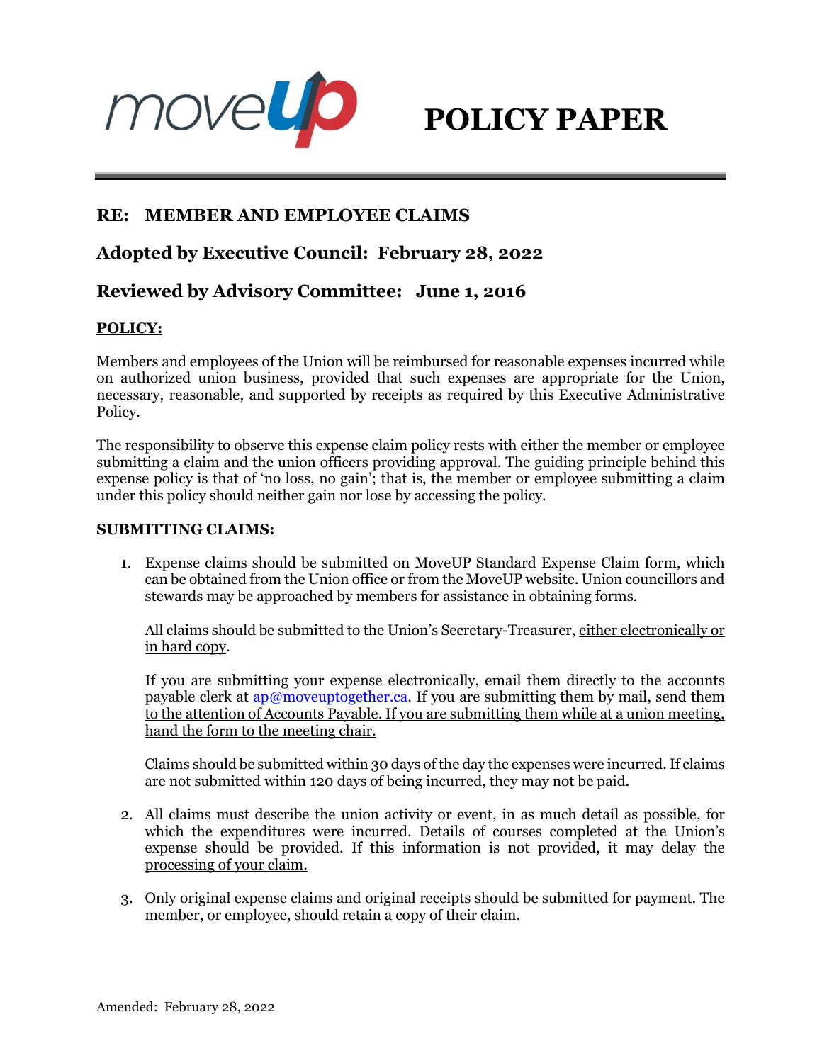moveup

# POLICY PAPER

## RE: MEMBER AND EMPLOYEE CLAIMS

## Adopted by Executive Council: February 28, 2022

## Reviewed by Advisory Committee: June 1, 2016

**POLICY:**

Members and employees of the Union will be reimbursed for reasonable expenses incurred while on authorized union business, provided that such expenses are appropriate for the Union, necessary, reasonable, and supported by receipts as required by this Executive Administrative Policy.

The responsibility to observe this expense claim policy rests with either the member or employee submitting a claim and the union officers providing approval. The guiding principle behind this expense policy is that of 'no loss, no gain'; that is, the member or employee submitting a claim under this policy should neither gain nor lose by accessing the policy.

**SUBMITTING CLAIMS:**

1. Expense claims should be submitted on MoveUP Standard Expense Claim form, which can be obtained from the Union office or from the MoveUP website. Union councillors and stewards may be approached by members for assistance in obtaining forms.

   All claims should be submitted to the Union's Secretary-Treasurer, either electronically or in hard copy.

   If you are submitting your expense electronically, email them directly to the accounts payable clerk at ap@moveuptogether.ca. If you are submitting them by mail, send them to the attention of Accounts Payable. If you are submitting them while at a union meeting, hand the form to the meeting chair.

   Claims should be submitted within 30 days of the day the expenses were incurred. If claims are not submitted within 120 days of being incurred, they may not be paid.

2. All claims must describe the union activity or event, in as much detail as possible, for which the expenditures were incurred. Details of courses completed at the Union's expense should be provided. If this information is not provided, it may delay the processing of your claim.

3. Only original expense claims and original receipts should be submitted for payment. The member, or employee, should retain a copy of their claim.

Amended: February 28, 2022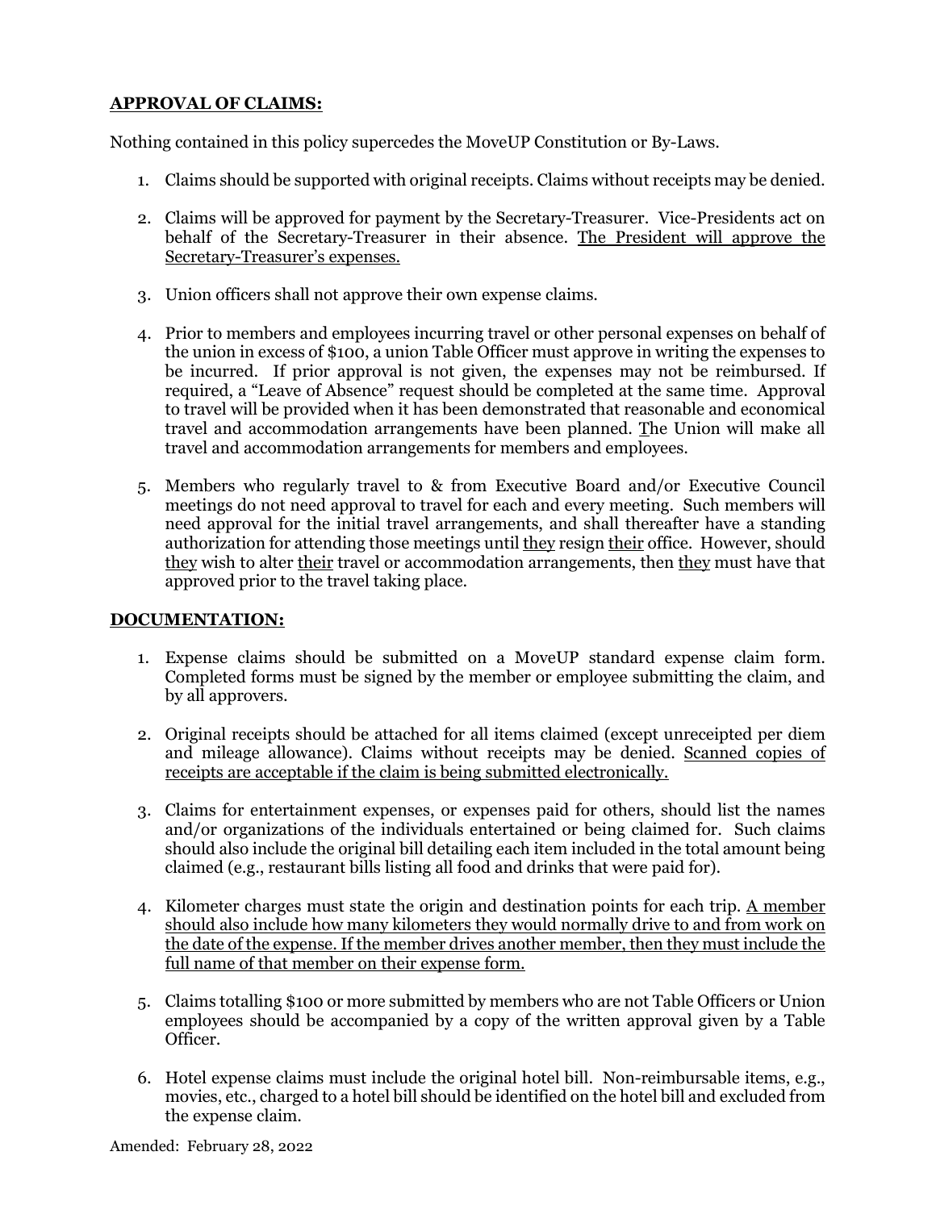## **APPROVAL OF CLAIMS:**

Nothing contained in this policy supercedes the MoveUP Constitution or By-Laws.

1. Claims should be supported with original receipts. Claims without receipts may be denied.

2. Claims will be approved for payment by the Secretary-Treasurer. Vice-Presidents act on behalf of the Secretary-Treasurer in their absence. <u>The President will approve the Secretary-Treasurer's expenses.</u>

3. Union officers shall not approve their own expense claims.

4. Prior to members and employees incurring travel or other personal expenses on behalf of the union in excess of $100, a union Table Officer must approve in writing the expenses to be incurred. If prior approval is not given, the expenses may not be reimbursed. If required, a "Leave of Absence" request should be completed at the same time. Approval to travel will be provided when it has been demonstrated that reasonable and economical travel and accommodation arrangements have been planned. The Union will make all travel and accommodation arrangements for members and employees.

5. Members who regularly travel to & from Executive Board and/or Executive Council meetings do not need approval to travel for each and every meeting. Such members will need approval for the initial travel arrangements, and shall thereafter have a standing authorization for attending those meetings until <u>they</u> resign <u>their</u> office. However, should <u>they</u> wish to alter <u>their</u> travel or accommodation arrangements, then <u>they</u> must have that approved prior to the travel taking place.

## **DOCUMENTATION:**

1. Expense claims should be submitted on a MoveUP standard expense claim form. Completed forms must be signed by the member or employee submitting the claim, and by all approvers.

2. Original receipts should be attached for all items claimed (except unreceipted per diem and mileage allowance). Claims without receipts may be denied. <u>Scanned copies of receipts are acceptable if the claim is being submitted electronically.</u>

3. Claims for entertainment expenses, or expenses paid for others, should list the names and/or organizations of the individuals entertained or being claimed for. Such claims should also include the original bill detailing each item included in the total amount being claimed (e.g., restaurant bills listing all food and drinks that were paid for).

4. Kilometer charges must state the origin and destination points for each trip. <u>A member should also include how many kilometers they would normally drive to and from work on the date of the expense. If the member drives another member, then they must include the full name of that member on their expense form.</u>

5. Claims totalling $100 or more submitted by members who are not Table Officers or Union employees should be accompanied by a copy of the written approval given by a Table Officer.

6. Hotel expense claims must include the original hotel bill. Non-reimbursable items, e.g., movies, etc., charged to a hotel bill should be identified on the hotel bill and excluded from the expense claim.

Amended: February 28, 2022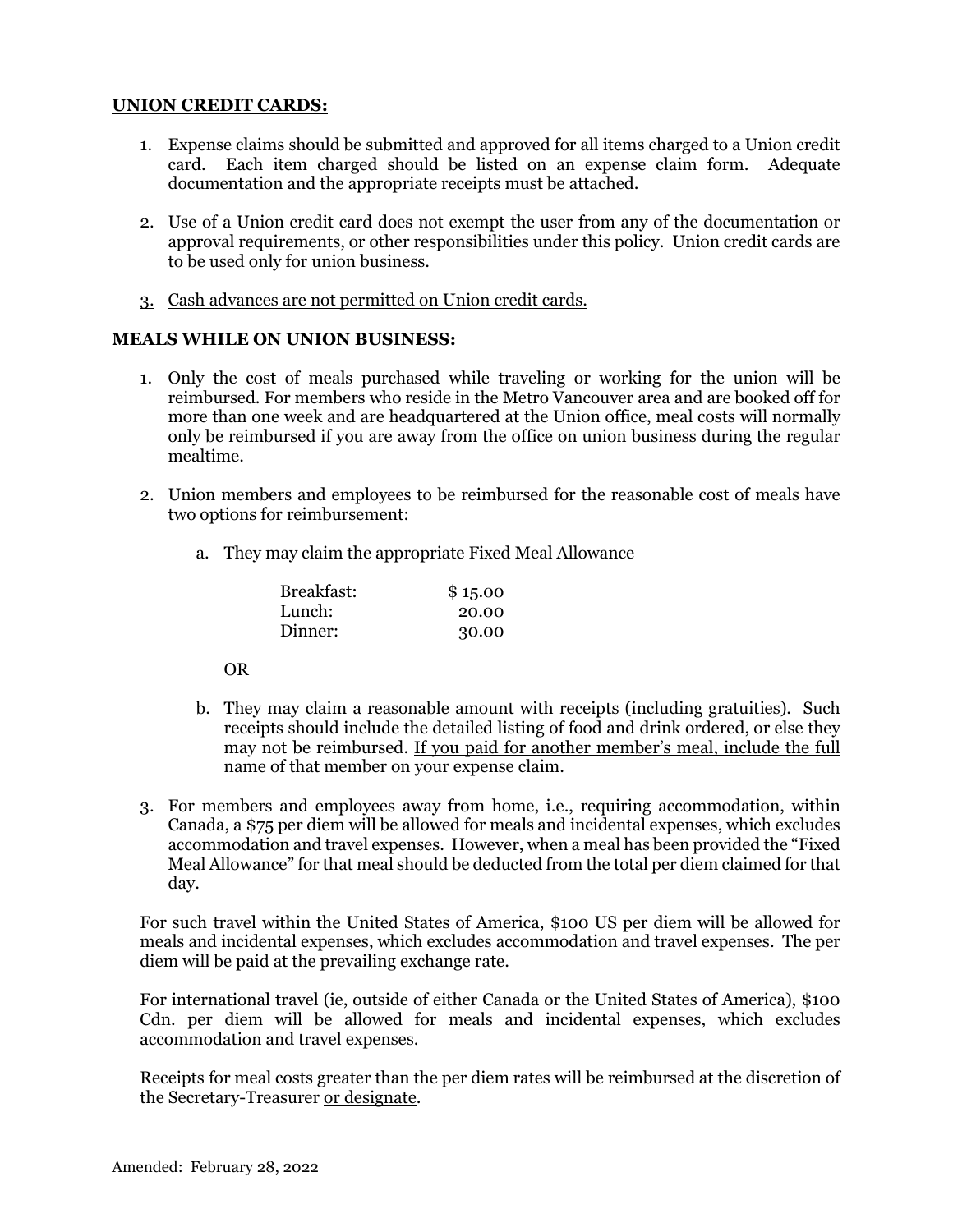## UNION CREDIT CARDS:

1. Expense claims should be submitted and approved for all items charged to a Union credit card. Each item charged should be listed on an expense claim form. Adequate documentation and the appropriate receipts must be attached.

2. Use of a Union credit card does not exempt the user from any of the documentation or approval requirements, or other responsibilities under this policy. Union credit cards are to be used only for union business.

3. <u>Cash advances are not permitted on Union credit cards.</u>

## MEALS WHILE ON UNION BUSINESS:

1. Only the cost of meals purchased while traveling or working for the union will be reimbursed. For members who reside in the Metro Vancouver area and are booked off for more than one week and are headquartered at the Union office, meal costs will normally only be reimbursed if you are away from the office on union business during the regular mealtime.

2. Union members and employees to be reimbursed for the reasonable cost of meals have two options for reimbursement:

   a. They may claim the appropriate Fixed Meal Allowance

   | | |
   |---|---|
   | Breakfast: | $ 15.00 |
   | Lunch: | 20.00 |
   | Dinner: | 30.00 |

   OR

   b. They may claim a reasonable amount with receipts (including gratuities). Such receipts should include the detailed listing of food and drink ordered, or else they may not be reimbursed. <u>If you paid for another member's meal, include the full name of that member on your expense claim.</u>

3. For members and employees away from home, i.e., requiring accommodation, within Canada, a $75 per diem will be allowed for meals and incidental expenses, which excludes accommodation and travel expenses. However, when a meal has been provided the "Fixed Meal Allowance" for that meal should be deducted from the total per diem claimed for that day.

For such travel within the United States of America, $100 US per diem will be allowed for meals and incidental expenses, which excludes accommodation and travel expenses. The per diem will be paid at the prevailing exchange rate.

For international travel (ie, outside of either Canada or the United States of America), $100 Cdn. per diem will be allowed for meals and incidental expenses, which excludes accommodation and travel expenses.

Receipts for meal costs greater than the per diem rates will be reimbursed at the discretion of the Secretary-Treasurer <u>or designate</u>.

Amended: February 28, 2022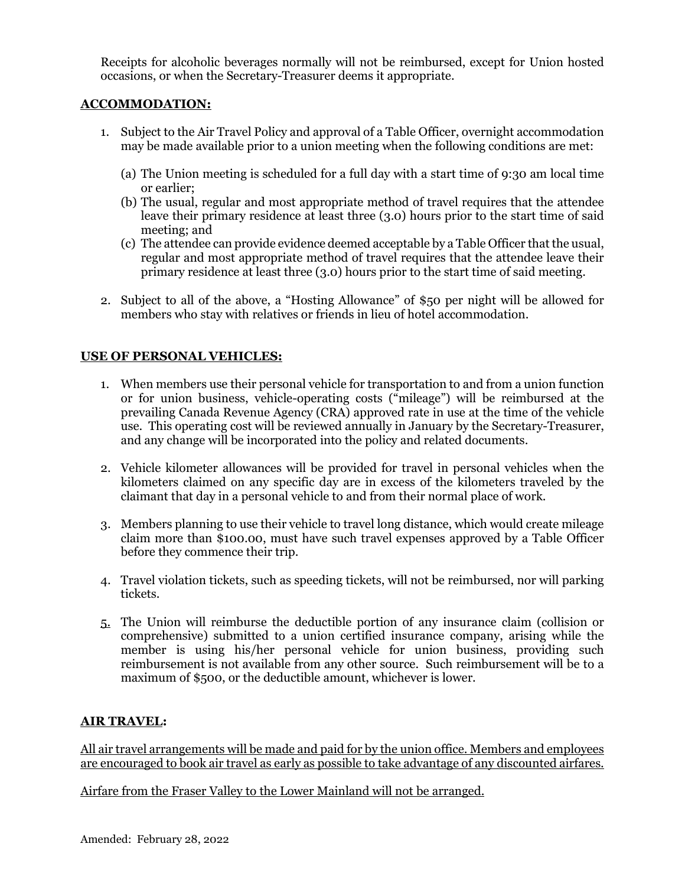Receipts for alcoholic beverages normally will not be reimbursed, except for Union hosted occasions, or when the Secretary-Treasurer deems it appropriate.

## ACCOMMODATION:

1. Subject to the Air Travel Policy and approval of a Table Officer, overnight accommodation may be made available prior to a union meeting when the following conditions are met:

   (a) The Union meeting is scheduled for a full day with a start time of 9:30 am local time or earlier;
   (b) The usual, regular and most appropriate method of travel requires that the attendee leave their primary residence at least three (3.0) hours prior to the start time of said meeting; and
   (c) The attendee can provide evidence deemed acceptable by a Table Officer that the usual, regular and most appropriate method of travel requires that the attendee leave their primary residence at least three (3.0) hours prior to the start time of said meeting.

2. Subject to all of the above, a "Hosting Allowance" of $50 per night will be allowed for members who stay with relatives or friends in lieu of hotel accommodation.

## USE OF PERSONAL VEHICLES:

1. When members use their personal vehicle for transportation to and from a union function or for union business, vehicle-operating costs ("mileage") will be reimbursed at the prevailing Canada Revenue Agency (CRA) approved rate in use at the time of the vehicle use. This operating cost will be reviewed annually in January by the Secretary-Treasurer, and any change will be incorporated into the policy and related documents.

2. Vehicle kilometer allowances will be provided for travel in personal vehicles when the kilometers claimed on any specific day are in excess of the kilometers traveled by the claimant that day in a personal vehicle to and from their normal place of work.

3. Members planning to use their vehicle to travel long distance, which would create mileage claim more than $100.00, must have such travel expenses approved by a Table Officer before they commence their trip.

4. Travel violation tickets, such as speeding tickets, will not be reimbursed, nor will parking tickets.

5. The Union will reimburse the deductible portion of any insurance claim (collision or comprehensive) submitted to a union certified insurance company, arising while the member is using his/her personal vehicle for union business, providing such reimbursement is not available from any other source. Such reimbursement will be to a maximum of $500, or the deductible amount, whichever is lower.

## AIR TRAVEL:

All air travel arrangements will be made and paid for by the union office. Members and employees are encouraged to book air travel as early as possible to take advantage of any discounted airfares.

Airfare from the Fraser Valley to the Lower Mainland will not be arranged.

Amended: February 28, 2022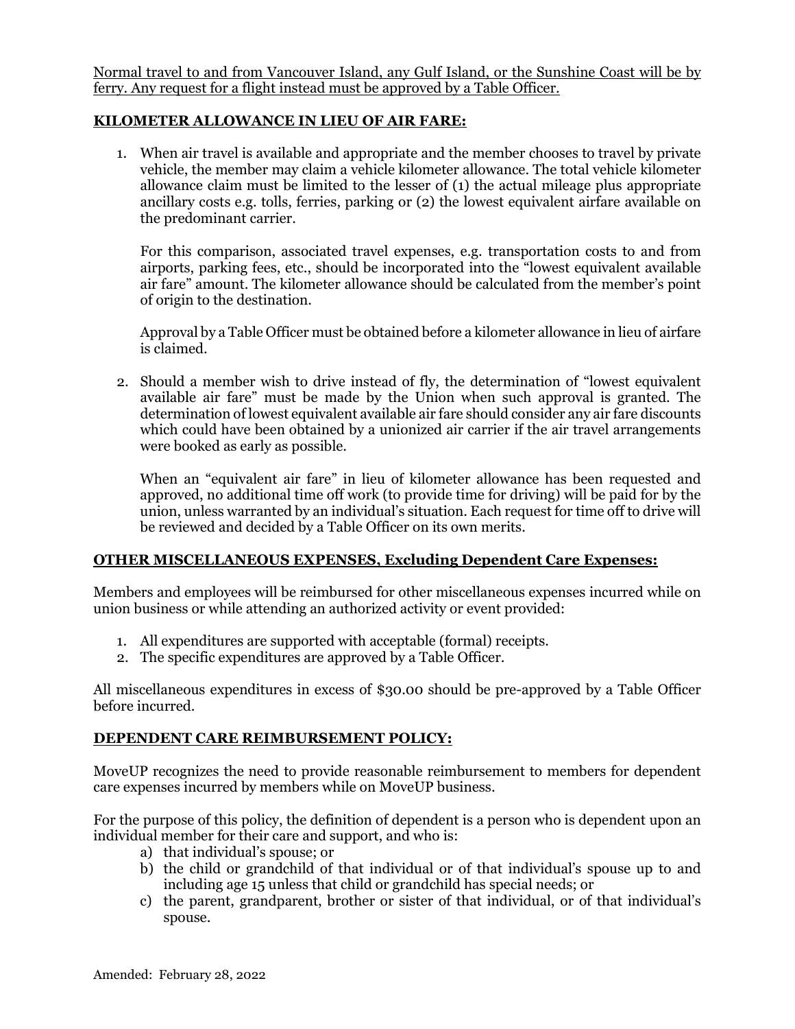<u>Normal travel to and from Vancouver Island, any Gulf Island, or the Sunshine Coast will be by ferry. Any request for a flight instead must be approved by a Table Officer.</u>

## <u>**KILOMETER ALLOWANCE IN LIEU OF AIR FARE:**</u>

1. When air travel is available and appropriate and the member chooses to travel by private vehicle, the member may claim a vehicle kilometer allowance. The total vehicle kilometer allowance claim must be limited to the lesser of (1) the actual mileage plus appropriate ancillary costs e.g. tolls, ferries, parking or (2) the lowest equivalent airfare available on the predominant carrier.

   For this comparison, associated travel expenses, e.g. transportation costs to and from airports, parking fees, etc., should be incorporated into the "lowest equivalent available air fare" amount. The kilometer allowance should be calculated from the member's point of origin to the destination.

   Approval by a Table Officer must be obtained before a kilometer allowance in lieu of airfare is claimed.

2. Should a member wish to drive instead of fly, the determination of "lowest equivalent available air fare" must be made by the Union when such approval is granted. The determination of lowest equivalent available air fare should consider any air fare discounts which could have been obtained by a unionized air carrier if the air travel arrangements were booked as early as possible.

   When an "equivalent air fare" in lieu of kilometer allowance has been requested and approved, no additional time off work (to provide time for driving) will be paid for by the union, unless warranted by an individual's situation. Each request for time off to drive will be reviewed and decided by a Table Officer on its own merits.

## <u>**OTHER MISCELLANEOUS EXPENSES, Excluding Dependent Care Expenses:**</u>

Members and employees will be reimbursed for other miscellaneous expenses incurred while on union business or while attending an authorized activity or event provided:

1. All expenditures are supported with acceptable (formal) receipts.
2. The specific expenditures are approved by a Table Officer.

All miscellaneous expenditures in excess of $30.00 should be pre-approved by a Table Officer before incurred.

## <u>**DEPENDENT CARE REIMBURSEMENT POLICY:**</u>

MoveUP recognizes the need to provide reasonable reimbursement to members for dependent care expenses incurred by members while on MoveUP business.

For the purpose of this policy, the definition of dependent is a person who is dependent upon an individual member for their care and support, and who is:

a) that individual's spouse; or
b) the child or grandchild of that individual or of that individual's spouse up to and including age 15 unless that child or grandchild has special needs; or
c) the parent, grandparent, brother or sister of that individual, or of that individual's spouse.

Amended: February 28, 2022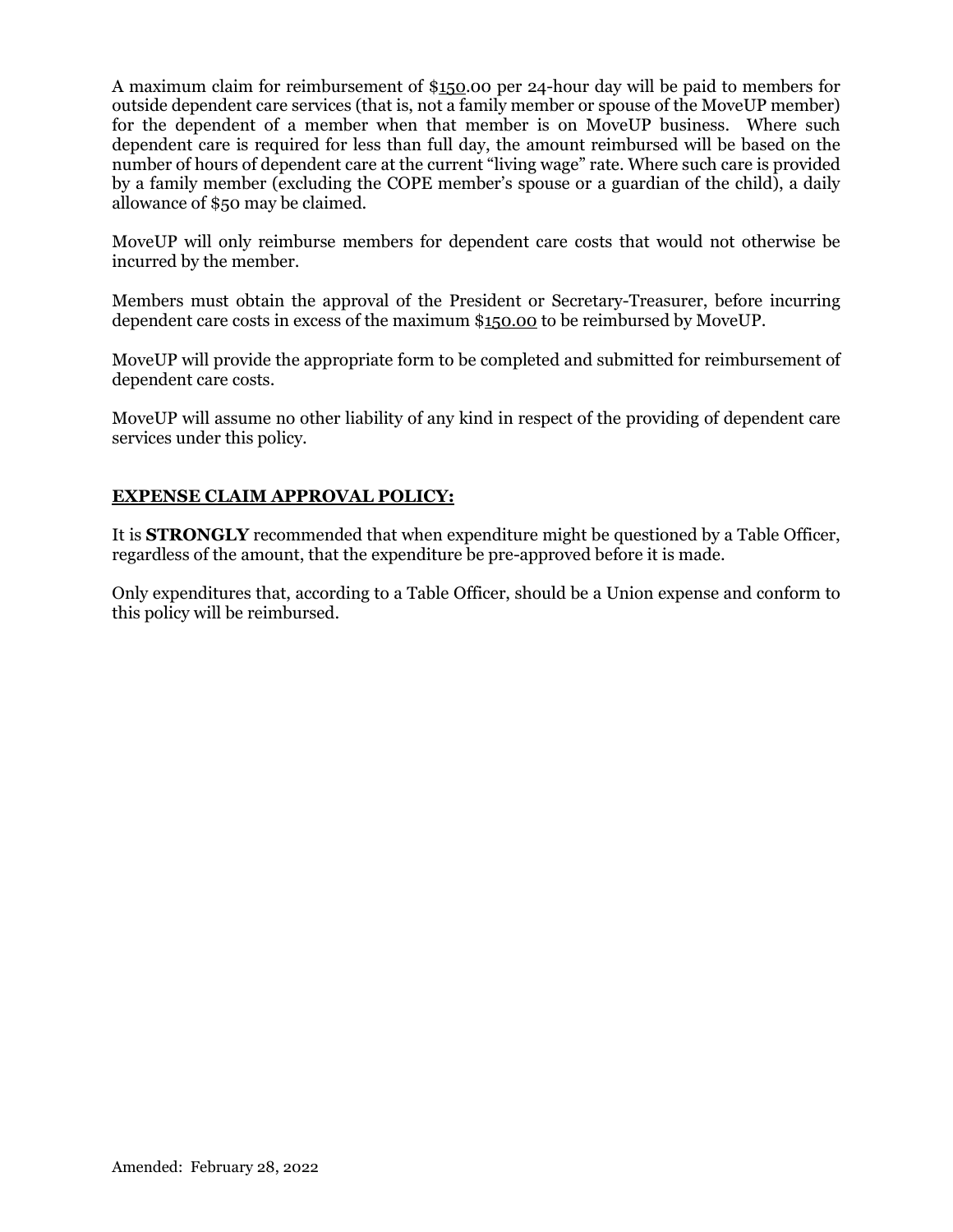A maximum claim for reimbursement of $150.00 per 24-hour day will be paid to members for outside dependent care services (that is, not a family member or spouse of the MoveUP member) for the dependent of a member when that member is on MoveUP business. Where such dependent care is required for less than full day, the amount reimbursed will be based on the number of hours of dependent care at the current "living wage" rate. Where such care is provided by a family member (excluding the COPE member's spouse or a guardian of the child), a daily allowance of $50 may be claimed.

MoveUP will only reimburse members for dependent care costs that would not otherwise be incurred by the member.

Members must obtain the approval of the President or Secretary-Treasurer, before incurring dependent care costs in excess of the maximum $150.00 to be reimbursed by MoveUP.

MoveUP will provide the appropriate form to be completed and submitted for reimbursement of dependent care costs.

MoveUP will assume no other liability of any kind in respect of the providing of dependent care services under this policy.

## EXPENSE CLAIM APPROVAL POLICY:

It is **STRONGLY** recommended that when expenditure might be questioned by a Table Officer, regardless of the amount, that the expenditure be pre-approved before it is made.

Only expenditures that, according to a Table Officer, should be a Union expense and conform to this policy will be reimbursed.

Amended: February 28, 2022